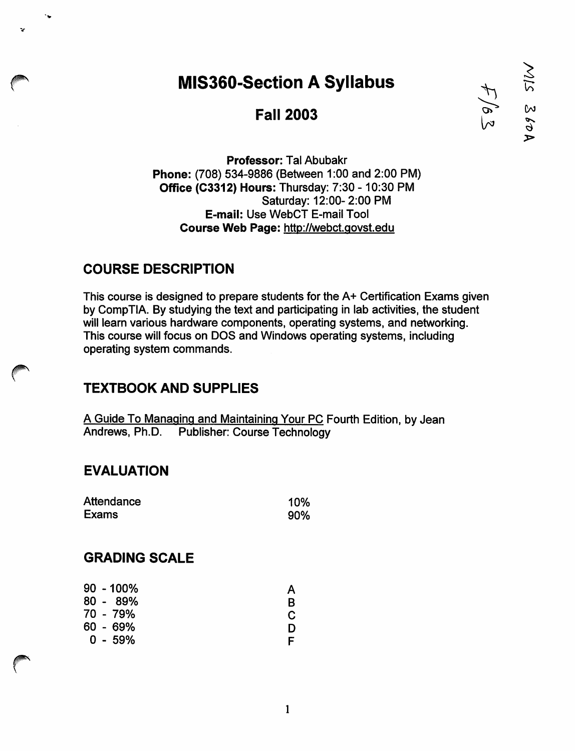# MIS360-Section A Syllabus

## Fall 2003

**Professor:** Tal Abubakr
**Phone:** (708) 534-9886 (Between 1:00 and 2:00 PM)
**Office (C3312) Hours:** Thursday: 7:30 - 10:30 PM
Saturday: 12:00- 2:00 PM
**E-mail:** Use WebCT E-mail Tool
**Course Web Page:** http://webct.govst.edu

## COURSE DESCRIPTION

This course is designed to prepare students for the A+ Certification Exams given by CompTIA. By studying the text and participating in lab activities, the student will learn various hardware components, operating systems, and networking. This course will focus on DOS and Windows operating systems, including operating system commands.

## TEXTBOOK AND SUPPLIES

A Guide To Managing and Maintaining Your PC Fourth Edition, by Jean Andrews, Ph.D. Publisher: Course Technology

## EVALUATION

| | |
|---|---|
| Attendance | 10% |
| Exams | 90% |

## GRADING SCALE

| | |
|---|---|
| 90 - 100% | A |
| 80 - 89% | B |
| 70 - 79% | C |
| 60 - 69% | D |
| 0 - 59% | F |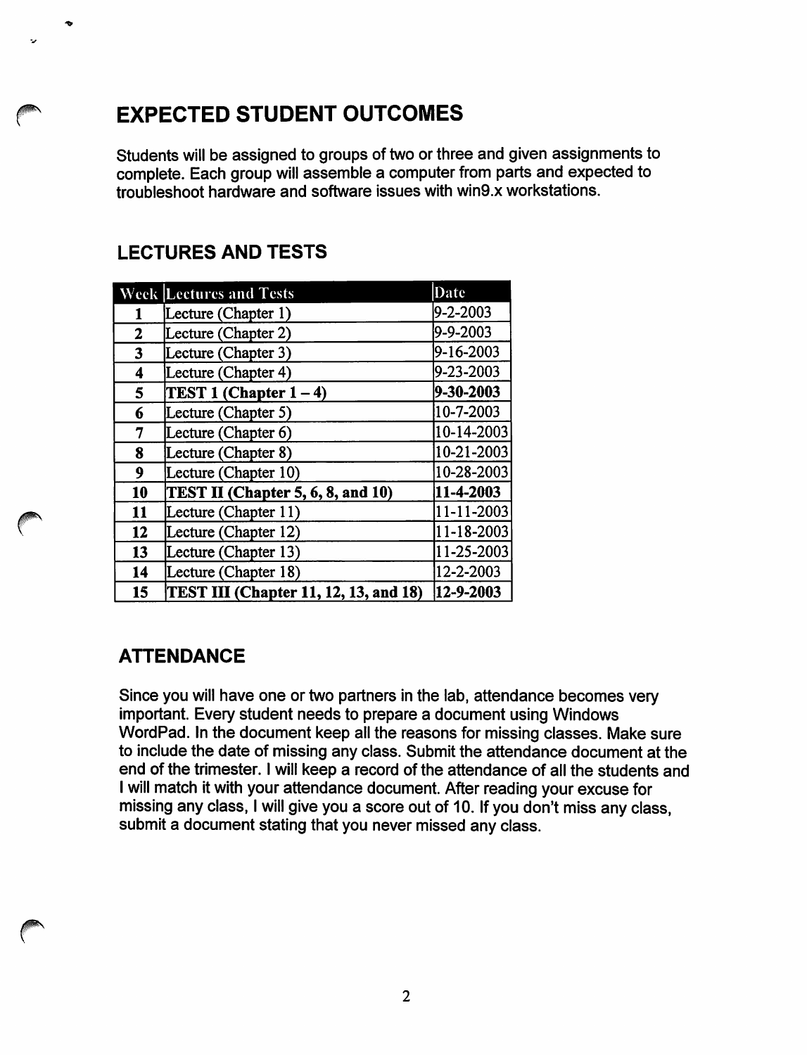## EXPECTED STUDENT OUTCOMES

Students will be assigned to groups of two or three and given assignments to complete. Each group will assemble a computer from parts and expected to troubleshoot hardware and software issues with win9.x workstations.

### LECTURES AND TESTS

| Week | Lectures and Tests | Date |
|---|---|---|
| 1 | Lecture (Chapter 1) | 9-2-2003 |
| 2 | Lecture (Chapter 2) | 9-9-2003 |
| 3 | Lecture (Chapter 3) | 9-16-2003 |
| 4 | Lecture (Chapter 4) | 9-23-2003 |
| 5 | **TEST 1 (Chapter 1 – 4)** | **9-30-2003** |
| 6 | Lecture (Chapter 5) | 10-7-2003 |
| 7 | Lecture (Chapter 6) | 10-14-2003 |
| 8 | Lecture (Chapter 8) | 10-21-2003 |
| 9 | Lecture (Chapter 10) | 10-28-2003 |
| 10 | **TEST II (Chapter 5, 6, 8, and 10)** | **11-4-2003** |
| 11 | Lecture (Chapter 11) | 11-11-2003 |
| 12 | Lecture (Chapter 12) | 11-18-2003 |
| 13 | Lecture (Chapter 13) | 11-25-2003 |
| 14 | Lecture (Chapter 18) | 12-2-2003 |
| 15 | **TEST III (Chapter 11, 12, 13, and 18)** | **12-9-2003** |

### ATTENDANCE

Since you will have one or two partners in the lab, attendance becomes very important. Every student needs to prepare a document using Windows WordPad. In the document keep all the reasons for missing classes. Make sure to include the date of missing any class. Submit the attendance document at the end of the trimester. I will keep a record of the attendance of all the students and I will match it with your attendance document. After reading your excuse for missing any class, I will give you a score out of 10. If you don't miss any class, submit a document stating that you never missed any class.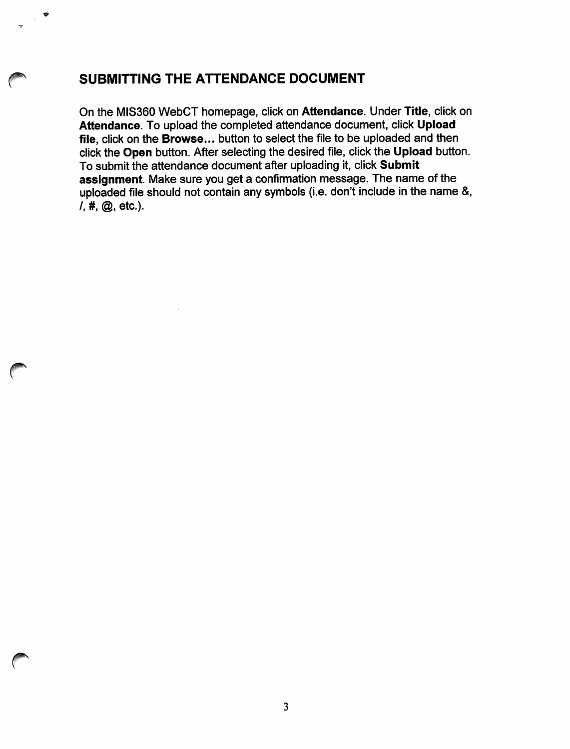## SUBMITTING THE ATTENDANCE DOCUMENT

On the MIS360 WebCT homepage, click on **Attendance**. Under **Title**, click on **Attendance**. To upload the completed attendance document, click **Upload file**, click on the **Browse...** button to select the file to be uploaded and then click the **Open** button. After selecting the desired file, click the **Upload** button. To submit the attendance document after uploading it, click **Submit assignment**. Make sure you get a confirmation message. The name of the uploaded file should not contain any symbols (i.e. don't include in the name &, /, #, @, etc.).